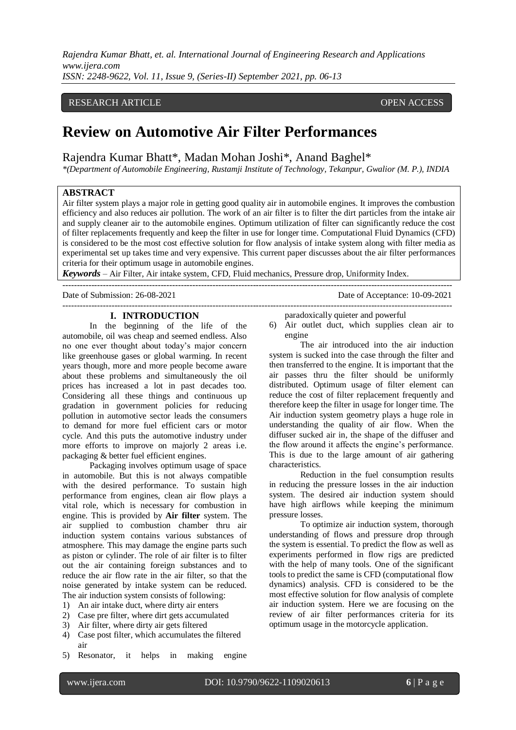RESEARCH ARTICLE OPEN ACCESS

# Review on Automotive Air Filter Performances

Rajendra Kumar Bhatt*, Madan Mohan Joshi*, Anand Baghel*

*\*(Department of Automobile Engineering, Rustamji Institute of Technology, Tekanpur, Gwalior (M. P.), INDIA*

## ABSTRACT

Air filter system plays a major role in getting good quality air in automobile engines. It improves the combustion efficiency and also reduces air pollution. The work of an air filter is to filter the dirt particles from the intake air and supply cleaner air to the automobile engines. Optimum utilization of filter can significantly reduce the cost of filter replacements frequently and keep the filter in use for longer time. Computational Fluid Dynamics (CFD) is considered to be the most cost effective solution for flow analysis of intake system along with filter media as experimental set up takes time and very expensive. This current paper discusses about the air filter performances criteria for their optimum usage in automobile engines.

***Keywords*** – Air Filter, Air intake system, CFD, Fluid mechanics, Pressure drop, Uniformity Index.

Date of Submission: 26-08-2021 Date of Acceptance: 10-09-2021

## I. INTRODUCTION

In the beginning of the life of the automobile, oil was cheap and seemed endless. Also no one ever thought about today's major concern like greenhouse gases or global warming. In recent years though, more and more people become aware about these problems and simultaneously the oil prices has increased a lot in past decades too. Considering all these things and continuous up gradation in government policies for reducing pollution in automotive sector leads the consumers to demand for more fuel efficient cars or motor cycle. And this puts the automotive industry under more efforts to improve on majorly 2 areas i.e. packaging & better fuel efficient engines.

Packaging involves optimum usage of space in automobile. But this is not always compatible with the desired performance. To sustain high performance from engines, clean air flow plays a vital role, which is necessary for combustion in engine. This is provided by **Air filter** system. The air supplied to combustion chamber thru air induction system contains various substances of atmosphere. This may damage the engine parts such as piston or cylinder. The role of air filter is to filter out the air containing foreign substances and to reduce the air flow rate in the air filter, so that the noise generated by intake system can be reduced. The air induction system consists of following:

1) An air intake duct, where dirty air enters
2) Case pre filter, where dirt gets accumulated
3) Air filter, where dirty air gets filtered
4) Case post filter, which accumulates the filtered air
5) Resonator, it helps in making engine paradoxically quieter and powerful
6) Air outlet duct, which supplies clean air to engine

The air introduced into the air induction system is sucked into the case through the filter and then transferred to the engine. It is important that the air passes thru the filter should be uniformly distributed. Optimum usage of filter element can reduce the cost of filter replacement frequently and therefore keep the filter in usage for longer time. The Air induction system geometry plays a huge role in understanding the quality of air flow. When the diffuser sucked air in, the shape of the diffuser and the flow around it affects the engine's performance. This is due to the large amount of air gathering characteristics.

Reduction in the fuel consumption results in reducing the pressure losses in the air induction system. The desired air induction system should have high airflows while keeping the minimum pressure losses.

To optimize air induction system, thorough understanding of flows and pressure drop through the system is essential. To predict the flow as well as experiments performed in flow rigs are predicted with the help of many tools. One of the significant tools to predict the same is CFD (computational flow dynamics) analysis. CFD is considered to be the most effective solution for flow analysis of complete air induction system. Here we are focusing on the review of air filter performances criteria for its optimum usage in the motorcycle application.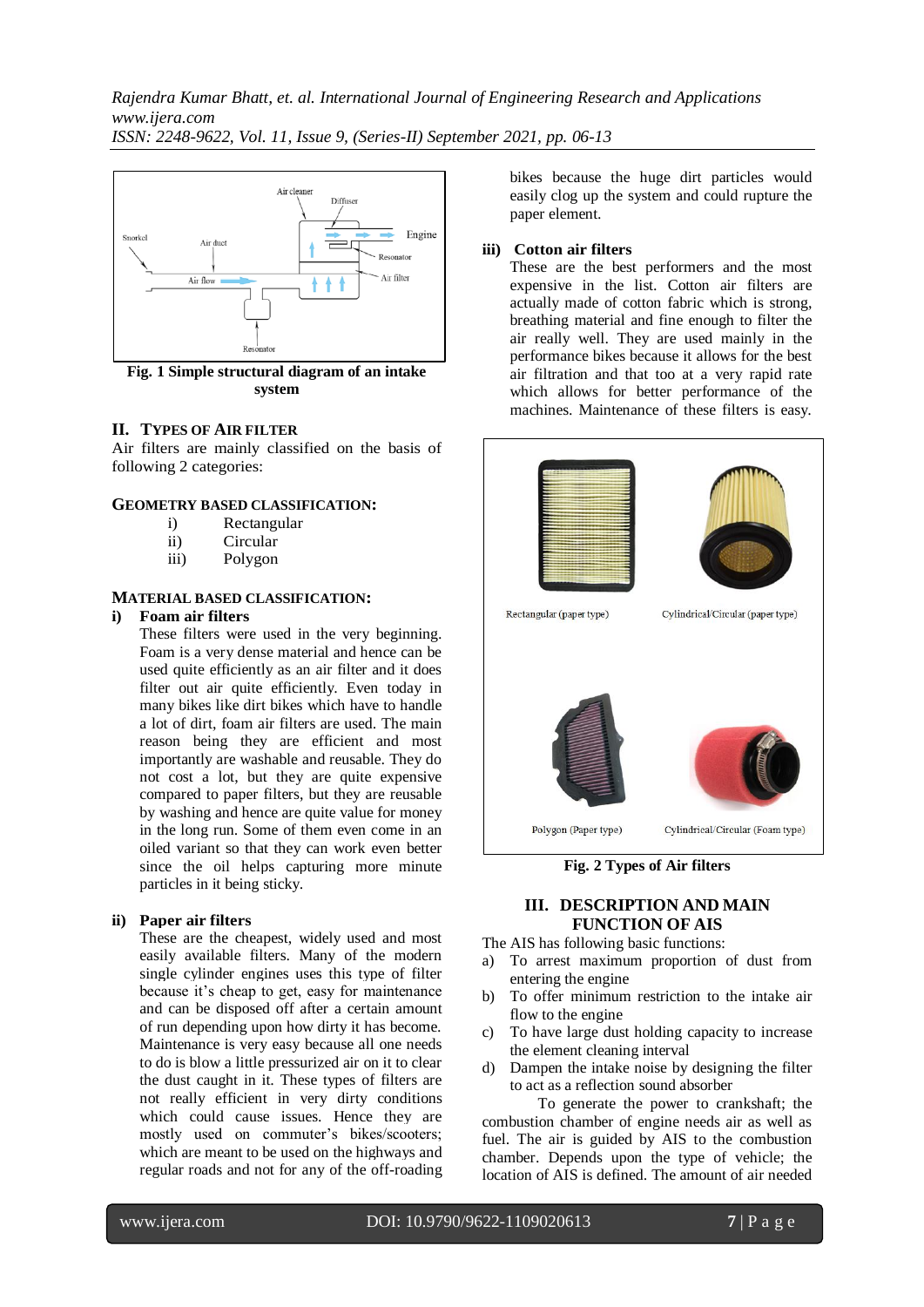Fig. 1 Simple structural diagram of an intake system

## II. TYPES OF AIR FILTER

Air filters are mainly classified on the basis of following 2 categories:

### GEOMETRY BASED CLASSIFICATION:

- i) Rectangular
- ii) Circular
- iii) Polygon

### MATERIAL BASED CLASSIFICATION:

**i) Foam air filters**

These filters were used in the very beginning. Foam is a very dense material and hence can be used quite efficiently as an air filter and it does filter out air quite efficiently. Even today in many bikes like dirt bikes which have to handle a lot of dirt, foam air filters are used. The main reason being they are efficient and most importantly are washable and reusable. They do not cost a lot, but they are quite expensive compared to paper filters, but they are reusable by washing and hence are quite value for money in the long run. Some of them even come in an oiled variant so that they can work even better since the oil helps capturing more minute particles in it being sticky.

**ii) Paper air filters**

These are the cheapest, widely used and most easily available filters. Many of the modern single cylinder engines uses this type of filter because it's cheap to get, easy for maintenance and can be disposed off after a certain amount of run depending upon how dirty it has become. Maintenance is very easy because all one needs to do is blow a little pressurized air on it to clear the dust caught in it. These types of filters are not really efficient in very dirty conditions which could cause issues. Hence they are mostly used on commuter's bikes/scooters; which are meant to be used on the highways and regular roads and not for any of the off-roading bikes because the huge dirt particles would easily clog up the system and could rupture the paper element.

**iii) Cotton air filters**

These are the best performers and the most expensive in the list. Cotton air filters are actually made of cotton fabric which is strong, breathing material and fine enough to filter the air really well. They are used mainly in the performance bikes because it allows for the best air filtration and that too at a very rapid rate which allows for better performance of the machines. Maintenance of these filters is easy.

Fig. 2 Types of Air filters

## III. DESCRIPTION AND MAIN FUNCTION OF AIS

The AIS has following basic functions:

a) To arrest maximum proportion of dust from entering the engine
b) To offer minimum restriction to the intake air flow to the engine
c) To have large dust holding capacity to increase the element cleaning interval
d) Dampen the intake noise by designing the filter to act as a reflection sound absorber

To generate the power to crankshaft; the combustion chamber of engine needs air as well as fuel. The air is guided by AIS to the combustion chamber. Depends upon the type of vehicle; the location of AIS is defined. The amount of air needed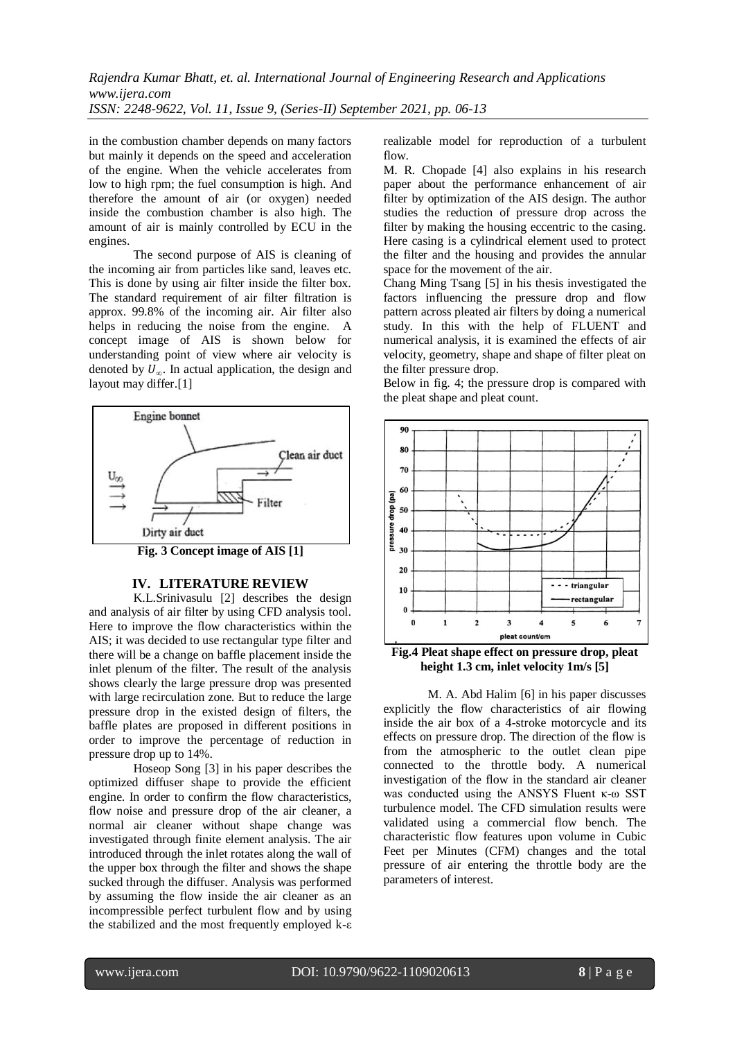in the combustion chamber depends on many factors but mainly it depends on the speed and acceleration of the engine. When the vehicle accelerates from low to high rpm; the fuel consumption is high. And therefore the amount of air (or oxygen) needed inside the combustion chamber is also high. The amount of air is mainly controlled by ECU in the engines.

The second purpose of AIS is cleaning of the incoming air from particles like sand, leaves etc. This is done by using air filter inside the filter box. The standard requirement of air filter filtration is approx. 99.8% of the incoming air. Air filter also helps in reducing the noise from the engine. A concept image of AIS is shown below for understanding point of view where air velocity is denoted by $U_{\infty}$. In actual application, the design and layout may differ.[1]

**Fig. 3 Concept image of AIS [1]**

## IV. LITERATURE REVIEW

K.L.Srinivasulu [2] describes the design and analysis of air filter by using CFD analysis tool. Here to improve the flow characteristics within the AIS; it was decided to use rectangular type filter and there will be a change on baffle placement inside the inlet plenum of the filter. The result of the analysis shows clearly the large pressure drop was presented with large recirculation zone. But to reduce the large pressure drop in the existed design of filters, the baffle plates are proposed in different positions in order to improve the percentage of reduction in pressure drop up to 14%.

Hoseop Song [3] in his paper describes the optimized diffuser shape to provide the efficient engine. In order to confirm the flow characteristics, flow noise and pressure drop of the air cleaner, a normal air cleaner without shape change was investigated through finite element analysis. The air introduced through the inlet rotates along the wall of the upper box through the filter and shows the shape sucked through the diffuser. Analysis was performed by assuming the flow inside the air cleaner as an incompressible perfect turbulent flow and by using the stabilized and the most frequently employed k-ε realizable model for reproduction of a turbulent flow.

M. R. Chopade [4] also explains in his research paper about the performance enhancement of air filter by optimization of the AIS design. The author studies the reduction of pressure drop across the filter by making the housing eccentric to the casing. Here casing is a cylindrical element used to protect the filter and the housing and provides the annular space for the movement of the air.

Chang Ming Tsang [5] in his thesis investigated the factors influencing the pressure drop and flow pattern across pleated air filters by doing a numerical study. In this with the help of FLUENT and numerical analysis, it is examined the effects of air velocity, geometry, shape and shape of filter pleat on the filter pressure drop.

Below in fig. 4; the pressure drop is compared with the pleat shape and pleat count.

**Fig.4 Pleat shape effect on pressure drop, pleat height 1.3 cm, inlet velocity 1m/s [5]**

M. A. Abd Halim [6] in his paper discusses explicitly the flow characteristics of air flowing inside the air box of a 4-stroke motorcycle and its effects on pressure drop. The direction of the flow is from the atmospheric to the outlet clean pipe connected to the throttle body. A numerical investigation of the flow in the standard air cleaner was conducted using the ANSYS Fluent κ-ω SST turbulence model. The CFD simulation results were validated using a commercial flow bench. The characteristic flow features upon volume in Cubic Feet per Minutes (CFM) changes and the total pressure of air entering the throttle body are the parameters of interest.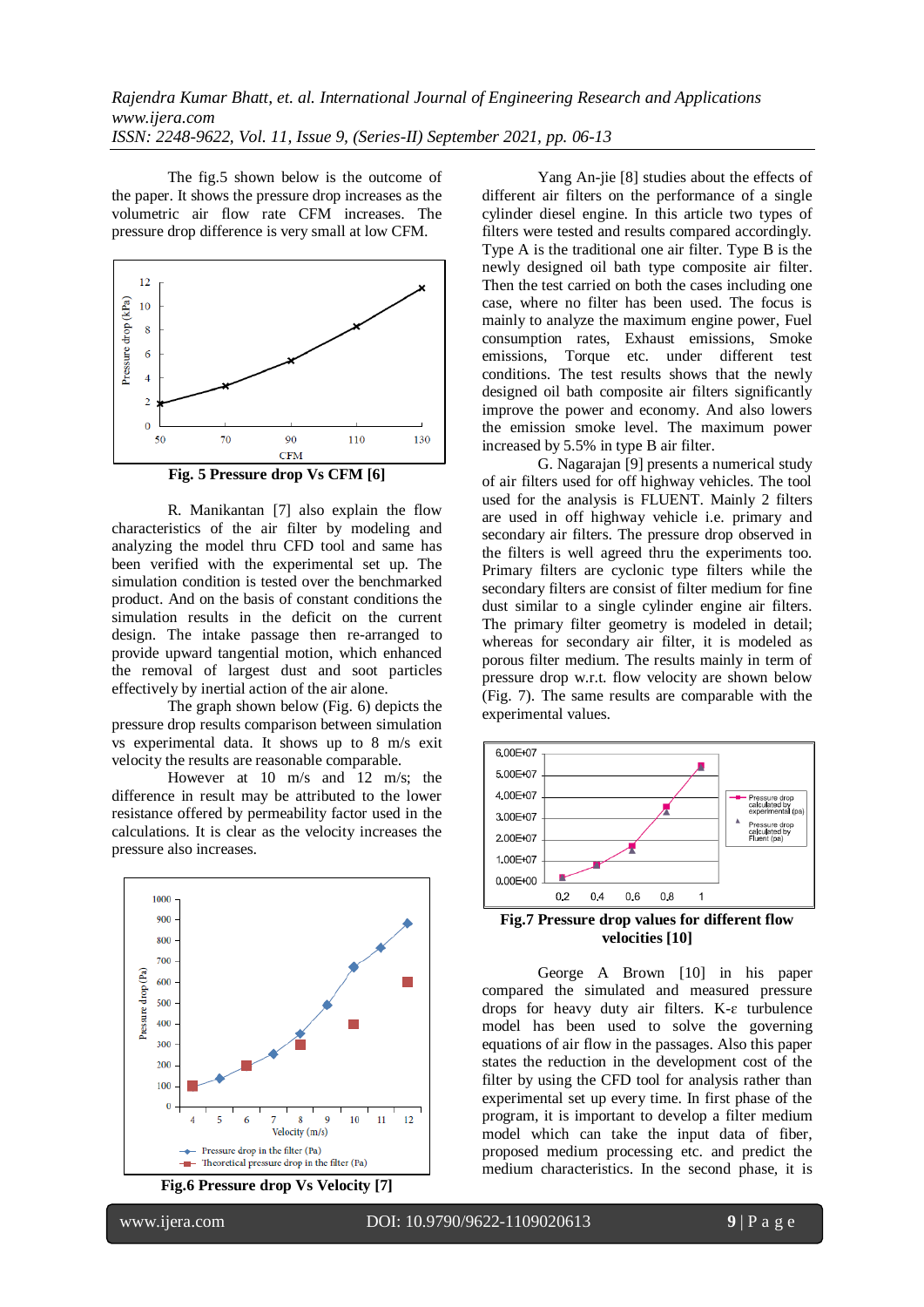The fig.5 shown below is the outcome of the paper. It shows the pressure drop increases as the volumetric air flow rate CFM increases. The pressure drop difference is very small at low CFM.

**Fig. 5 Pressure drop Vs CFM [6]**

R. Manikantan [7] also explain the flow characteristics of the air filter by modeling and analyzing the model thru CFD tool and same has been verified with the experimental set up. The simulation condition is tested over the benchmarked product. And on the basis of constant conditions the simulation results in the deficit on the current design. The intake passage then re-arranged to provide upward tangential motion, which enhanced the removal of largest dust and soot particles effectively by inertial action of the air alone.

The graph shown below (Fig. 6) depicts the pressure drop results comparison between simulation vs experimental data. It shows up to 8 m/s exit velocity the results are reasonable comparable.

However at 10 m/s and 12 m/s; the difference in result may be attributed to the lower resistance offered by permeability factor used in the calculations. It is clear as the velocity increases the pressure also increases.

**Fig.6 Pressure drop Vs Velocity [7]**

Yang An-jie [8] studies about the effects of different air filters on the performance of a single cylinder diesel engine. In this article two types of filters were tested and results compared accordingly. Type A is the traditional one air filter. Type B is the newly designed oil bath type composite air filter. Then the test carried on both the cases including one case, where no filter has been used. The focus is mainly to analyze the maximum engine power, Fuel consumption rates, Exhaust emissions, Smoke emissions, Torque etc. under different test conditions. The test results shows that the newly designed oil bath composite air filters significantly improve the power and economy. And also lowers the emission smoke level. The maximum power increased by 5.5% in type B air filter.

G. Nagarajan [9] presents a numerical study of air filters used for off highway vehicles. The tool used for the analysis is FLUENT. Mainly 2 filters are used in off highway vehicle i.e. primary and secondary air filters. The pressure drop observed in the filters is well agreed thru the experiments too. Primary filters are cyclonic type filters while the secondary filters are consist of filter medium for fine dust similar to a single cylinder engine air filters. The primary filter geometry is modeled in detail; whereas for secondary air filter, it is modeled as porous filter medium. The results mainly in term of pressure drop w.r.t. flow velocity are shown below (Fig. 7). The same results are comparable with the experimental values.

**Fig.7 Pressure drop values for different flow velocities [10]**

George A Brown [10] in his paper compared the simulated and measured pressure drops for heavy duty air filters. K-ε turbulence model has been used to solve the governing equations of air flow in the passages. Also this paper states the reduction in the development cost of the filter by using the CFD tool for analysis rather than experimental set up every time. In first phase of the program, it is important to develop a filter medium model which can take the input data of fiber, proposed medium processing etc. and predict the medium characteristics. In the second phase, it is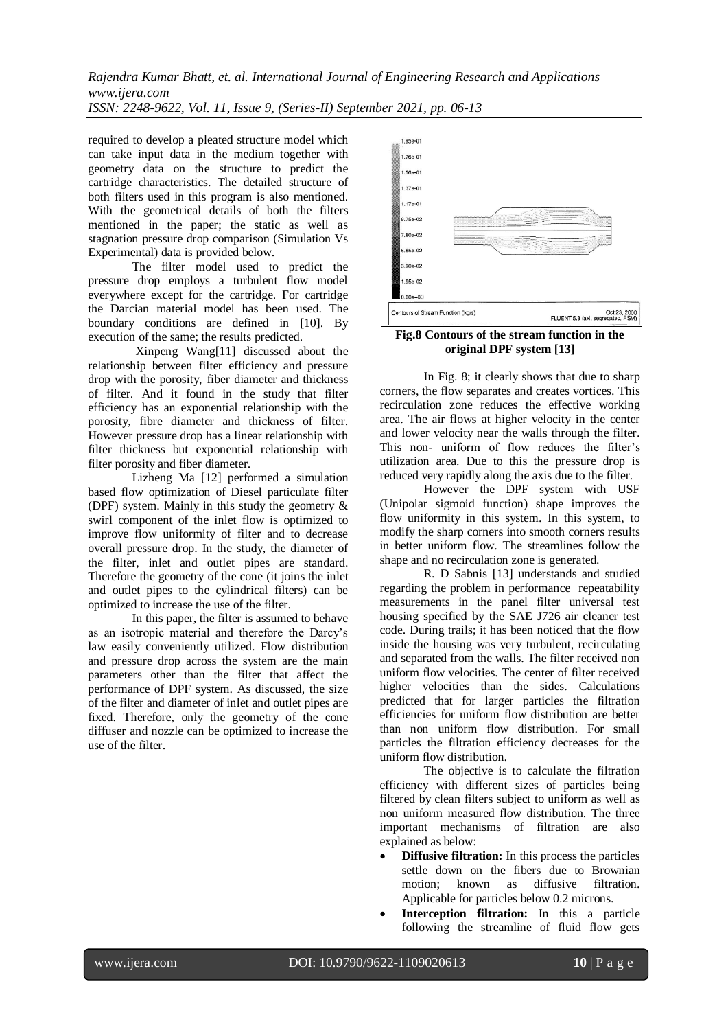required to develop a pleated structure model which can take input data in the medium together with geometry data on the structure to predict the cartridge characteristics. The detailed structure of both filters used in this program is also mentioned. With the geometrical details of both the filters mentioned in the paper; the static as well as stagnation pressure drop comparison (Simulation Vs Experimental) data is provided below.

The filter model used to predict the pressure drop employs a turbulent flow model everywhere except for the cartridge. For cartridge the Darcian material model has been used. The boundary conditions are defined in [10]. By execution of the same; the results predicted.

Xinpeng Wang[11] discussed about the relationship between filter efficiency and pressure drop with the porosity, fiber diameter and thickness of filter. And it found in the study that filter efficiency has an exponential relationship with the porosity, fibre diameter and thickness of filter. However pressure drop has a linear relationship with filter thickness but exponential relationship with filter porosity and fiber diameter.

Lizheng Ma [12] performed a simulation based flow optimization of Diesel particulate filter (DPF) system. Mainly in this study the geometry & swirl component of the inlet flow is optimized to improve flow uniformity of filter and to decrease overall pressure drop. In the study, the diameter of the filter, inlet and outlet pipes are standard. Therefore the geometry of the cone (it joins the inlet and outlet pipes to the cylindrical filters) can be optimized to increase the use of the filter.

In this paper, the filter is assumed to behave as an isotropic material and therefore the Darcy's law easily conveniently utilized. Flow distribution and pressure drop across the system are the main parameters other than the filter that affect the performance of DPF system. As discussed, the size of the filter and diameter of inlet and outlet pipes are fixed. Therefore, only the geometry of the cone diffuser and nozzle can be optimized to increase the use of the filter.

**Fig.8 Contours of the stream function in the original DPF system [13]**

In Fig. 8; it clearly shows that due to sharp corners, the flow separates and creates vortices. This recirculation zone reduces the effective working area. The air flows at higher velocity in the center and lower velocity near the walls through the filter. This non- uniform of flow reduces the filter's utilization area. Due to this the pressure drop is reduced very rapidly along the axis due to the filter.

However the DPF system with USF (Unipolar sigmoid function) shape improves the flow uniformity in this system. In this system, to modify the sharp corners into smooth corners results in better uniform flow. The streamlines follow the shape and no recirculation zone is generated.

R. D Sabnis [13] understands and studied regarding the problem in performance repeatability measurements in the panel filter universal test housing specified by the SAE J726 air cleaner test code. During trails; it has been noticed that the flow inside the housing was very turbulent, recirculating and separated from the walls. The filter received non uniform flow velocities. The center of filter received higher velocities than the sides. Calculations predicted that for larger particles the filtration efficiencies for uniform flow distribution are better than non uniform flow distribution. For small particles the filtration efficiency decreases for the uniform flow distribution.

The objective is to calculate the filtration efficiency with different sizes of particles being filtered by clean filters subject to uniform as well as non uniform measured flow distribution. The three important mechanisms of filtration are also explained as below:

- **Diffusive filtration:** In this process the particles settle down on the fibers due to Brownian motion; known as diffusive filtration. Applicable for particles below 0.2 microns.
- **Interception filtration:** In this a particle following the streamline of fluid flow gets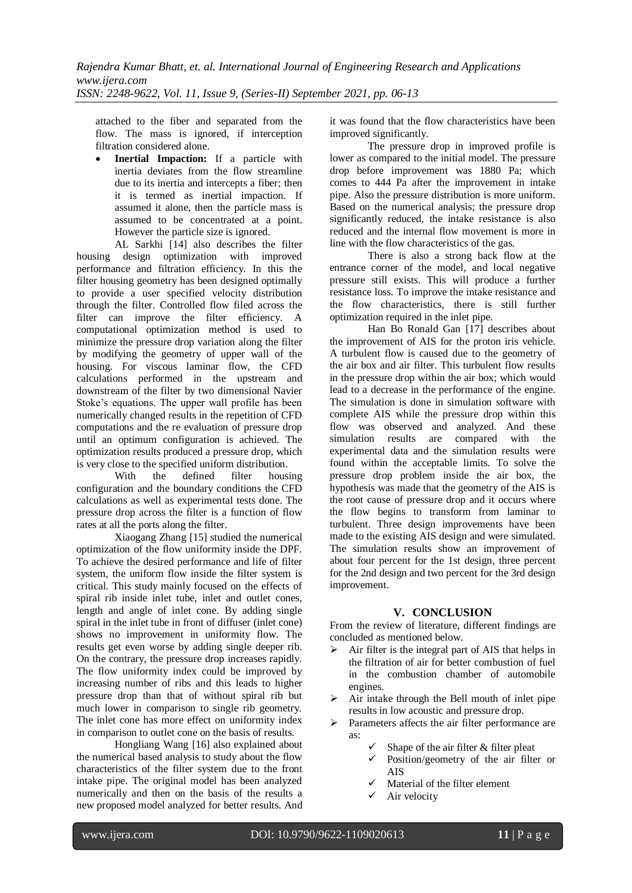attached to the fiber and separated from the flow. The mass is ignored, if interception filtration considered alone.

- **Inertial Impaction:** If a particle with inertia deviates from the flow streamline due to its inertia and intercepts a fiber; then it is termed as inertial impaction. If assumed it alone, then the particle mass is assumed to be concentrated at a point. However the particle size is ignored.

AL Sarkhi [14] also describes the filter housing design optimization with improved performance and filtration efficiency. In this the filter housing geometry has been designed optimally to provide a user specified velocity distribution through the filter. Controlled flow filed across the filter can improve the filter efficiency. A computational optimization method is used to minimize the pressure drop variation along the filter by modifying the geometry of upper wall of the housing. For viscous laminar flow, the CFD calculations performed in the upstream and downstream of the filter by two dimensional Navier Stoke's equations. The upper wall profile has been numerically changed results in the repetition of CFD computations and the re evaluation of pressure drop until an optimum configuration is achieved. The optimization results produced a pressure drop, which is very close to the specified uniform distribution.

With the defined filter housing configuration and the boundary conditions the CFD calculations as well as experimental tests done. The pressure drop across the filter is a function of flow rates at all the ports along the filter.

Xiaogang Zhang [15] studied the numerical optimization of the flow uniformity inside the DPF. To achieve the desired performance and life of filter system, the uniform flow inside the filter system is critical. This study mainly focused on the effects of spiral rib inside inlet tube, inlet and outlet cones, length and angle of inlet cone. By adding single spiral in the inlet tube in front of diffuser (inlet cone) shows no improvement in uniformity flow. The results get even worse by adding single deeper rib. On the contrary, the pressure drop increases rapidly. The flow uniformity index could be improved by increasing number of ribs and this leads to higher pressure drop than that of without spiral rib but much lower in comparison to single rib geometry. The inlet cone has more effect on uniformity index in comparison to outlet cone on the basis of results.

Hongliang Wang [16] also explained about the numerical based analysis to study about the flow characteristics of the filter system due to the front intake pipe. The original model has been analyzed numerically and then on the basis of the results a new proposed model analyzed for better results. And it was found that the flow characteristics have been improved significantly.

The pressure drop in improved profile is lower as compared to the initial model. The pressure drop before improvement was 1880 Pa; which comes to 444 Pa after the improvement in intake pipe. Also the pressure distribution is more uniform. Based on the numerical analysis; the pressure drop significantly reduced, the intake resistance is also reduced and the internal flow movement is more in line with the flow characteristics of the gas.

There is also a strong back flow at the entrance corner of the model, and local negative pressure still exists. This will produce a further resistance loss. To improve the intake resistance and the flow characteristics, there is still further optimization required in the inlet pipe.

Han Bo Ronald Gan [17] describes about the improvement of AIS for the proton iris vehicle. A turbulent flow is caused due to the geometry of the air box and air filter. This turbulent flow results in the pressure drop within the air box; which would lead to a decrease in the performance of the engine. The simulation is done in simulation software with complete AIS while the pressure drop within this flow was observed and analyzed. And these simulation results are compared with the experimental data and the simulation results were found within the acceptable limits. To solve the pressure drop problem inside the air box, the hypothesis was made that the geometry of the AIS is the root cause of pressure drop and it occurs where the flow begins to transform from laminar to turbulent. Three design improvements have been made to the existing AIS design and were simulated. The simulation results show an improvement of about four percent for the 1st design, three percent for the 2nd design and two percent for the 3rd design improvement.

## V. CONCLUSION

From the review of literature, different findings are concluded as mentioned below.

- Air filter is the integral part of AIS that helps in the filtration of air for better combustion of fuel in the combustion chamber of automobile engines.
- Air intake through the Bell mouth of inlet pipe results in low acoustic and pressure drop.
- Parameters affects the air filter performance are as:
  - Shape of the air filter & filter pleat
  - Position/geometry of the air filter or AIS
  - Material of the filter element
  - Air velocity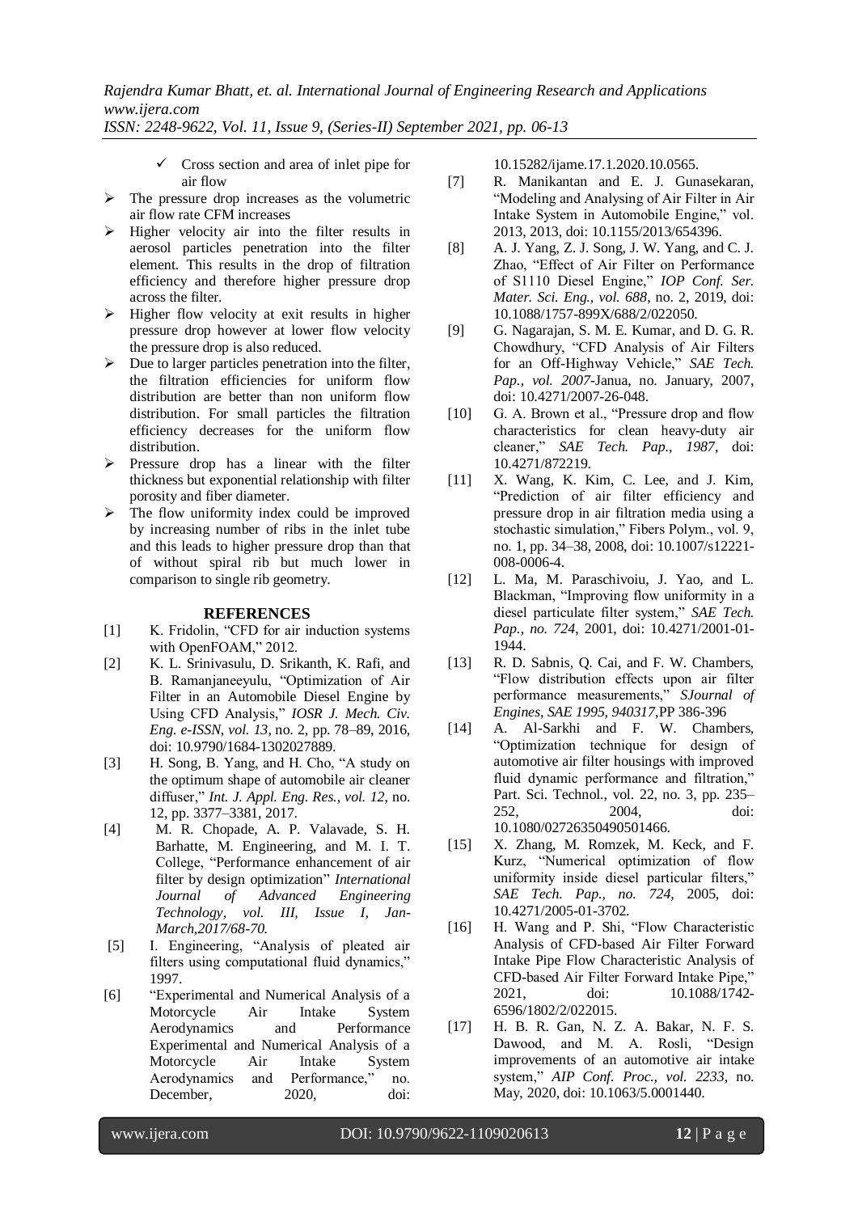- Cross section and area of inlet pipe for air flow

- The pressure drop increases as the volumetric air flow rate CFM increases
- Higher velocity air into the filter results in aerosol particles penetration into the filter element. This results in the drop of filtration efficiency and therefore higher pressure drop across the filter.
- Higher flow velocity at exit results in higher pressure drop however at lower flow velocity the pressure drop is also reduced.
- Due to larger particles penetration into the filter, the filtration efficiencies for uniform flow distribution are better than non uniform flow distribution. For small particles the filtration efficiency decreases for the uniform flow distribution.
- Pressure drop has a linear with the filter thickness but exponential relationship with filter porosity and fiber diameter.
- The flow uniformity index could be improved by increasing number of ribs in the inlet tube and this leads to higher pressure drop than that of without spiral rib but much lower in comparison to single rib geometry.

## REFERENCES

[1] K. Fridolin, "CFD for air induction systems with OpenFOAM," 2012.

[2] K. L. Srinivasulu, D. Srikanth, K. Rafi, and B. Ramanjaneeyulu, "Optimization of Air Filter in an Automobile Diesel Engine by Using CFD Analysis," *IOSR J. Mech. Civ. Eng. e-ISSN, vol. 13*, no. 2, pp. 78–89, 2016, doi: 10.9790/1684-1302027889.

[3] H. Song, B. Yang, and H. Cho, "A study on the optimum shape of automobile air cleaner diffuser," *Int. J. Appl. Eng. Res., vol. 12*, no. 12, pp. 3377–3381, 2017.

[4] M. R. Chopade, A. P. Valavade, S. H. Barhatte, M. Engineering, and M. I. T. College, "Performance enhancement of air filter by design optimization" *International Journal of Advanced Engineering Technology, vol. III, Issue I, Jan-March,2017/68-70.*

[5] I. Engineering, "Analysis of pleated air filters using computational fluid dynamics," 1997.

[6] "Experimental and Numerical Analysis of a Motorcycle Air Intake System Aerodynamics and Performance Experimental and Numerical Analysis of a Motorcycle Air Intake System Aerodynamics and Performance," no. December, 2020, doi: 10.15282/ijame.17.1.2020.10.0565.

[7] R. Manikantan and E. J. Gunasekaran, "Modeling and Analysing of Air Filter in Air Intake System in Automobile Engine," vol. 2013, 2013, doi: 10.1155/2013/654396.

[8] A. J. Yang, Z. J. Song, J. W. Yang, and C. J. Zhao, "Effect of Air Filter on Performance of S1110 Diesel Engine," *IOP Conf. Ser. Mater. Sci. Eng., vol. 688*, no. 2, 2019, doi: 10.1088/1757-899X/688/2/022050.

[9] G. Nagarajan, S. M. E. Kumar, and D. G. R. Chowdhury, "CFD Analysis of Air Filters for an Off-Highway Vehicle," *SAE Tech. Pap., vol. 2007*-Janua, no. January, 2007, doi: 10.4271/2007-26-048.

[10] G. A. Brown et al., "Pressure drop and flow characteristics for clean heavy-duty air cleaner," *SAE Tech. Pap., 1987*, doi: 10.4271/872219.

[11] X. Wang, K. Kim, C. Lee, and J. Kim, "Prediction of air filter efficiency and pressure drop in air filtration media using a stochastic simulation," Fibers Polym., vol. 9, no. 1, pp. 34–38, 2008, doi: 10.1007/s12221-008-0006-4.

[12] L. Ma, M. Paraschivoiu, J. Yao, and L. Blackman, "Improving flow uniformity in a diesel particulate filter system," *SAE Tech. Pap., no. 724*, 2001, doi: 10.4271/2001-01-1944.

[13] R. D. Sabnis, Q. Cai, and F. W. Chambers, "Flow distribution effects upon air filter performance measurements," *SJournal of Engines, SAE 1995, 940317*,PP 386-396

[14] A. Al-Sarkhi and F. W. Chambers, "Optimization technique for design of automotive air filter housings with improved fluid dynamic performance and filtration," Part. Sci. Technol., vol. 22, no. 3, pp. 235–252, 2004, doi: 10.1080/02726350490501466.

[15] X. Zhang, M. Romzek, M. Keck, and F. Kurz, "Numerical optimization of flow uniformity inside diesel particular filters," *SAE Tech. Pap., no. 724*, 2005, doi: 10.4271/2005-01-3702.

[16] H. Wang and P. Shi, "Flow Characteristic Analysis of CFD-based Air Filter Forward Intake Pipe Flow Characteristic Analysis of CFD-based Air Filter Forward Intake Pipe," 2021, doi: 10.1088/1742-6596/1802/2/022015.

[17] H. B. R. Gan, N. Z. A. Bakar, N. F. S. Dawood, and M. A. Rosli, "Design improvements of an automotive air intake system," *AIP Conf. Proc., vol. 2233*, no. May, 2020, doi: 10.1063/5.0001440.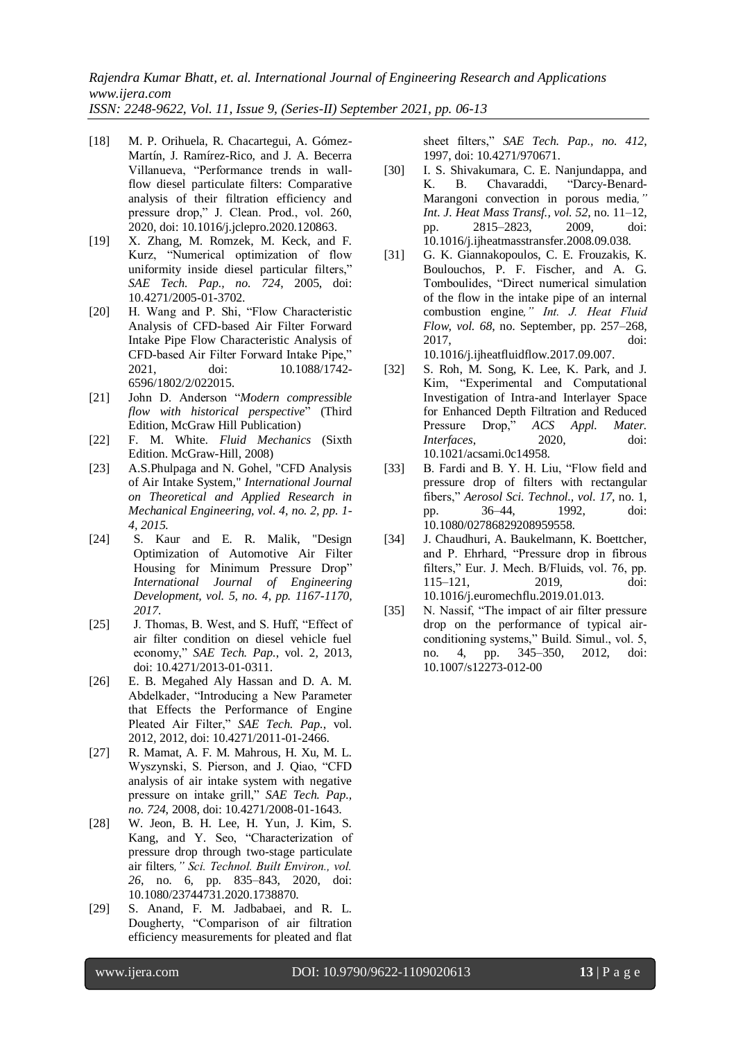[18] M. P. Orihuela, R. Chacartegui, A. Gómez-Martín, J. Ramírez-Rico, and J. A. Becerra Villanueva, "Performance trends in wall-flow diesel particulate filters: Comparative analysis of their filtration efficiency and pressure drop," J. Clean. Prod., vol. 260, 2020, doi: 10.1016/j.jclepro.2020.120863.

[19] X. Zhang, M. Romzek, M. Keck, and F. Kurz, "Numerical optimization of flow uniformity inside diesel particular filters," *SAE Tech. Pap., no. 724*, 2005, doi: 10.4271/2005-01-3702.

[20] H. Wang and P. Shi, "Flow Characteristic Analysis of CFD-based Air Filter Forward Intake Pipe Flow Characteristic Analysis of CFD-based Air Filter Forward Intake Pipe," 2021, doi: 10.1088/1742-6596/1802/2/022015.

[21] John D. Anderson "*Modern compressible flow with historical perspective*" (Third Edition, McGraw Hill Publication)

[22] F. M. White. *Fluid Mechanics* (Sixth Edition. McGraw-Hill, 2008)

[23] A.S.Phulpaga and N. Gohel, "CFD Analysis of Air Intake System," *International Journal on Theoretical and Applied Research in Mechanical Engineering, vol. 4, no. 2, pp. 1-4, 2015.*

[24] S. Kaur and E. R. Malik, "Design Optimization of Automotive Air Filter Housing for Minimum Pressure Drop" *International Journal of Engineering Development, vol. 5, no. 4, pp. 1167-1170, 2017.*

[25] J. Thomas, B. West, and S. Huff, "Effect of air filter condition on diesel vehicle fuel economy," *SAE Tech. Pap.*, vol. 2, 2013, doi: 10.4271/2013-01-0311.

[26] E. B. Megahed Aly Hassan and D. A. M. Abdelkader, "Introducing a New Parameter that Effects the Performance of Engine Pleated Air Filter," *SAE Tech. Pap.*, vol. 2012, 2012, doi: 10.4271/2011-01-2466.

[27] R. Mamat, A. F. M. Mahrous, H. Xu, M. L. Wyszynski, S. Pierson, and J. Qiao, "CFD analysis of air intake system with negative pressure on intake grill," *SAE Tech. Pap., no. 724*, 2008, doi: 10.4271/2008-01-1643.

[28] W. Jeon, B. H. Lee, H. Yun, J. Kim, S. Kang, and Y. Seo, "Characterization of pressure drop through two-stage particulate air filters*," Sci. Technol. Built Environ., vol. 26*, no. 6, pp. 835–843, 2020, doi: 10.1080/23744731.2020.1738870.

[29] S. Anand, F. M. Jadbabaei, and R. L. Dougherty, "Comparison of air filtration efficiency measurements for pleated and flat sheet filters," *SAE Tech. Pap., no. 412*, 1997, doi: 10.4271/970671.

[30] I. S. Shivakumara, C. E. Nanjundappa, and K. B. Chavaraddi, "Darcy-Benard-Marangoni convection in porous media*," Int. J. Heat Mass Transf., vol. 52*, no. 11–12, pp. 2815–2823, 2009, doi: 10.1016/j.ijheatmasstransfer.2008.09.038.

[31] G. K. Giannakopoulos, C. E. Frouzakis, K. Boulouchos, P. F. Fischer, and A. G. Tomboulides, "Direct numerical simulation of the flow in the intake pipe of an internal combustion engine*," Int. J. Heat Fluid Flow, vol. 68*, no. September, pp. 257–268, 2017, doi: 10.1016/j.ijheatfluidflow.2017.09.007.

[32] S. Roh, M. Song, K. Lee, K. Park, and J. Kim, "Experimental and Computational Investigation of Intra-and Interlayer Space for Enhanced Depth Filtration and Reduced Pressure Drop," *ACS Appl. Mater. Interfaces*, 2020, doi: 10.1021/acsami.0c14958.

[33] B. Fardi and B. Y. H. Liu, "Flow field and pressure drop of filters with rectangular fibers," *Aerosol Sci. Technol., vol. 17*, no. 1, pp. 36–44, 1992, doi: 10.1080/02786829208959558.

[34] J. Chaudhuri, A. Baukelmann, K. Boettcher, and P. Ehrhard, "Pressure drop in fibrous filters," Eur. J. Mech. B/Fluids, vol. 76, pp. 115–121, 2019, doi: 10.1016/j.euromechflu.2019.01.013.

[35] N. Nassif, "The impact of air filter pressure drop on the performance of typical air-conditioning systems," Build. Simul., vol. 5, no. 4, pp. 345–350, 2012, doi: 10.1007/s12273-012-00